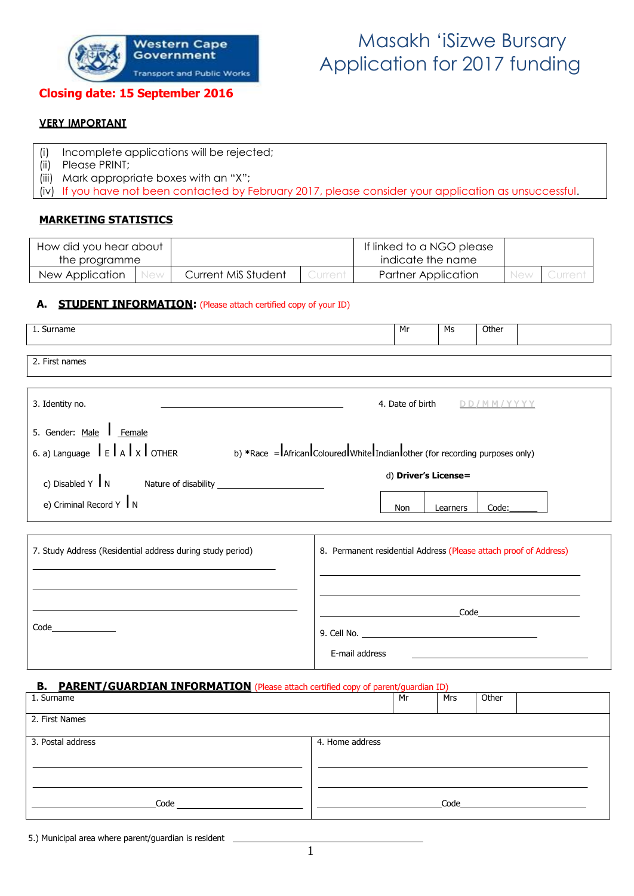Western Cape Government
Transport and Public Works

# Masakh 'iSizwe Bursary Application for 2017 funding

**Closing date: 15 September 2016**

**VERY IMPORTANT**

(i) Incomplete applications will be rejected;
(ii) Please PRINT;
(iii) Mark appropriate boxes with an "X";
(iv) If you have not been contacted by February 2017, please consider your application as unsuccessful.

**MARKETING STATISTICS**

| How did you hear about the programme | | | | If linked to a NGO please indicate the name | | |
|---|---|---|---|---|---|---|
| New Application | New | Current MiS Student | Current | Partner Application | New | Current |

## A. STUDENT INFORMATION: (Please attach certified copy of your ID)

| 1. Surname | Mr | Ms | Other | |
|---|---|---|---|---|

| 2. First names |
|---|

3. Identity no. ______________________ 4. Date of birth DD/MM/YYYY

5. Gender: Male | Female

6. a) Language | E | A | X | OTHER    b) *Race = | African | Coloured | White | Indian | other (for recording purposes only)

c) Disabled Y | N    Nature of disability ______________________

d) **Driver's License=**

| Non | Learners | Code:______ |
|---|---|---|

e) Criminal Record Y | N

7. Study Address (Residential address during study period)
______________________
______________________
______________________
Code______________

8. Permanent residential Address (Please attach proof of Address)
______________________
______________________
______________________ Code______________

9. Cell No. ______________________

E-mail address ______________________

## B. PARENT/GUARDIAN INFORMATION (Please attach certified copy of parent/guardian ID)

| 1. Surname | Mr | Mrs | Other | |
|---|---|---|---|---|

| 2. First Names |
|---|

3. Postal address
______________________
______________________
______________________ Code ______________

4. Home address
______________________
______________________
______________________ Code______________

5.) Municipal area where parent/guardian is resident ______________________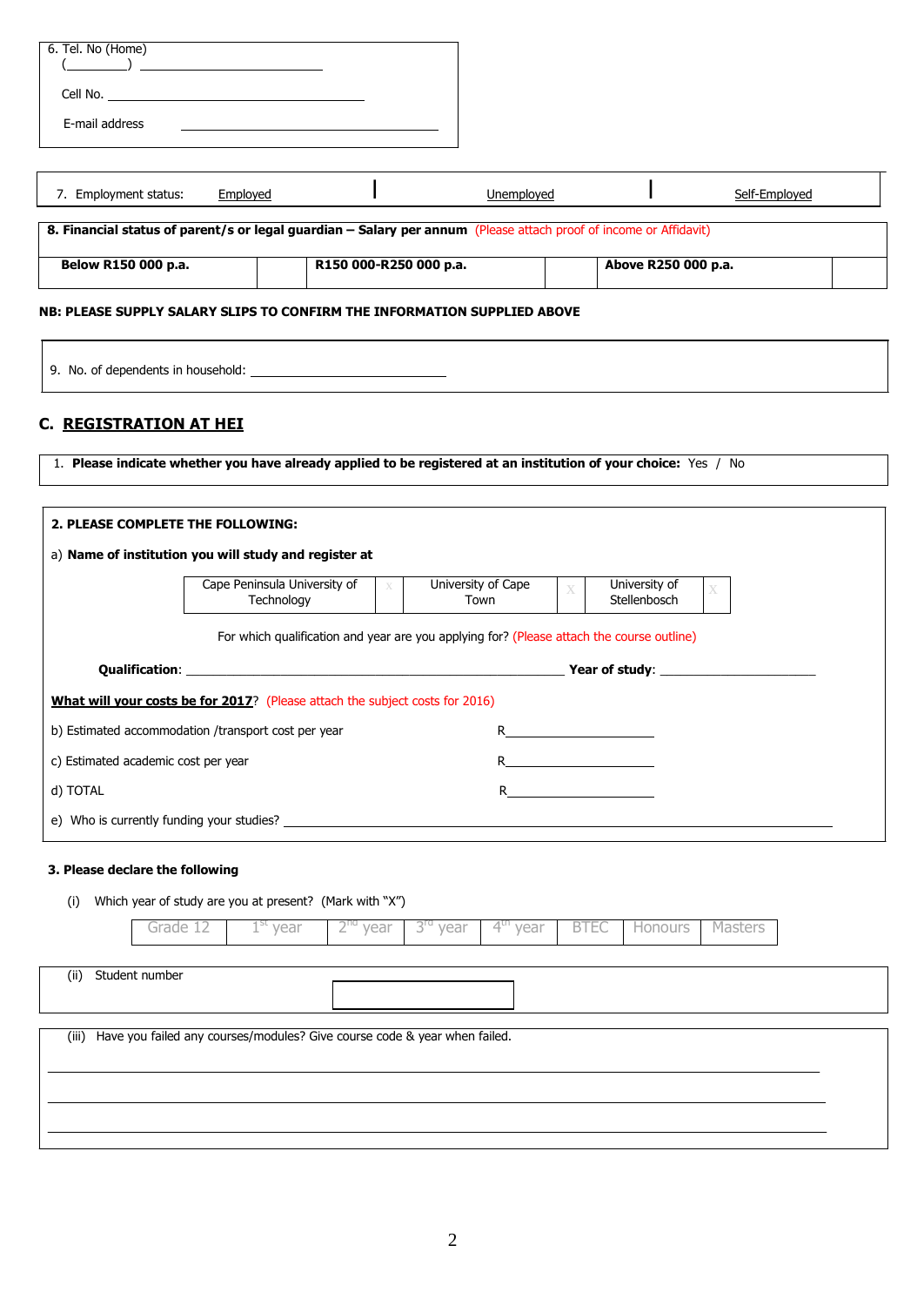6. Tel. No (Home)
(\_\_\_\_\_\_\_\_\_) \_\_\_\_\_\_\_\_\_\_\_\_\_\_\_\_\_\_\_\_\_\_\_\_\_\_

Cell No. \_\_\_\_\_\_\_\_\_\_\_\_\_\_\_\_\_\_\_\_\_\_\_\_\_\_\_\_\_\_\_\_\_\_\_\_

E-mail address \_\_\_\_\_\_\_\_\_\_\_\_\_\_\_\_\_\_\_\_\_\_\_\_\_\_\_\_\_\_\_\_\_\_\_\_

| 7. Employment status: | Employed | Unemployed | Self-Employed |
|---|---|---|---|

**8. Financial status of parent/s or legal guardian – Salary per annum** (Please attach proof of income or Affidavit)

| **Below R150 000 p.a.** | | **R150 000-R250 000 p.a.** | | **Above R250 000 p.a.** | |
|---|---|---|---|---|---|

**NB: PLEASE SUPPLY SALARY SLIPS TO CONFIRM THE INFORMATION SUPPLIED ABOVE**

9. No. of dependents in household: \_\_\_\_\_\_\_\_\_\_\_\_\_\_\_\_\_\_\_\_\_\_\_\_\_\_\_\_\_\_

## C. REGISTRATION AT HEI

1. **Please indicate whether you have already applied to be registered at an institution of your choice:** Yes / No

**2. PLEASE COMPLETE THE FOLLOWING:**

a) **Name of institution you will study and register at**

| Cape Peninsula University of Technology | X | University of Cape Town | X | University of Stellenbosch | X |
|---|---|---|---|---|---|

For which qualification and year are you applying for? (Please attach the course outline)

**Qualification**: \_\_\_\_\_\_\_\_\_\_\_\_\_\_\_\_\_\_\_\_\_\_\_\_\_\_\_\_\_\_\_\_\_\_\_\_\_\_\_\_\_\_\_\_\_\_\_\_\_\_\_\_\_\_\_\_\_\_\_\_ **Year of study**: \_\_\_\_\_\_\_\_\_\_\_\_\_\_\_\_\_\_\_\_\_\_\_\_\_\_

**What will your costs be for 2017**? (Please attach the subject costs for 2016)

b) Estimated accommodation /transport cost per year R\_\_\_\_\_\_\_\_\_\_\_\_\_\_\_\_\_\_\_\_\_\_\_

c) Estimated academic cost per year R\_\_\_\_\_\_\_\_\_\_\_\_\_\_\_\_\_\_\_\_\_\_\_

d) TOTAL R\_\_\_\_\_\_\_\_\_\_\_\_\_\_\_\_\_\_\_\_\_\_\_

e) Who is currently funding your studies? \_\_\_\_\_\_\_\_\_\_\_\_\_\_\_\_\_\_\_\_\_\_\_\_\_\_\_\_\_\_\_\_\_\_\_\_\_\_\_\_\_\_\_\_\_\_\_\_\_\_\_\_\_\_\_\_\_\_\_\_\_\_\_\_\_\_\_\_\_\_\_\_\_\_\_\_\_\_\_\_\_\_

**3. Please declare the following**

(i) Which year of study are you at present? (Mark with "X")

| Grade 12 | 1st year | 2nd year | 3rd year | 4th year | BTEC | Honours | Masters |
|---|---|---|---|---|---|---|---|

(ii) Student number

(iii) Have you failed any courses/modules? Give course code & year when failed.

\_\_\_\_\_\_\_\_\_\_\_\_\_\_\_\_\_\_\_\_\_\_\_\_\_\_\_\_\_\_\_\_\_\_\_\_\_\_\_\_\_\_\_\_\_\_\_\_\_\_\_\_\_\_\_\_\_\_\_\_\_\_\_\_\_\_\_\_\_\_\_\_\_\_\_\_\_\_\_\_\_\_\_\_\_\_\_\_\_\_\_\_\_\_\_\_\_\_\_\_

\_\_\_\_\_\_\_\_\_\_\_\_\_\_\_\_\_\_\_\_\_\_\_\_\_\_\_\_\_\_\_\_\_\_\_\_\_\_\_\_\_\_\_\_\_\_\_\_\_\_\_\_\_\_\_\_\_\_\_\_\_\_\_\_\_\_\_\_\_\_\_\_\_\_\_\_\_\_\_\_\_\_\_\_\_\_\_\_\_\_\_\_\_\_\_\_\_\_\_\_

\_\_\_\_\_\_\_\_\_\_\_\_\_\_\_\_\_\_\_\_\_\_\_\_\_\_\_\_\_\_\_\_\_\_\_\_\_\_\_\_\_\_\_\_\_\_\_\_\_\_\_\_\_\_\_\_\_\_\_\_\_\_\_\_\_\_\_\_\_\_\_\_\_\_\_\_\_\_\_\_\_\_\_\_\_\_\_\_\_\_\_\_\_\_\_\_\_\_\_\_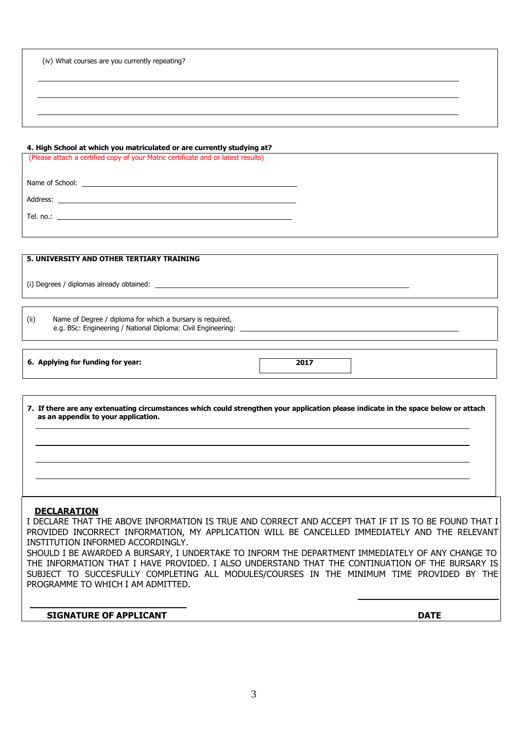(iv) What courses are you currently repeating?

\_\_\_\_\_\_\_\_\_\_\_\_\_\_\_\_\_\_\_\_\_\_\_\_\_\_\_\_\_\_\_\_\_\_\_\_\_\_\_\_

\_\_\_\_\_\_\_\_\_\_\_\_\_\_\_\_\_\_\_\_\_\_\_\_\_\_\_\_\_\_\_\_\_\_\_\_\_\_\_\_

\_\_\_\_\_\_\_\_\_\_\_\_\_\_\_\_\_\_\_\_\_\_\_\_\_\_\_\_\_\_\_\_\_\_\_\_\_\_\_\_

**4. High School at which you matriculated or are currently studying at?**

(Please attach a certified copy of your Matric certificate and or latest results)

Name of School: \_\_\_\_\_\_\_\_\_\_\_\_\_\_\_\_\_\_\_\_\_\_\_\_\_\_\_\_\_\_

Address: \_\_\_\_\_\_\_\_\_\_\_\_\_\_\_\_\_\_\_\_\_\_\_\_\_\_\_\_\_\_

Tel. no.: \_\_\_\_\_\_\_\_\_\_\_\_\_\_\_\_\_\_\_\_\_\_\_\_\_\_\_\_\_\_

**5. UNIVERSITY AND OTHER TERTIARY TRAINING**

(i) Degrees / diplomas already obtained: \_\_\_\_\_\_\_\_\_\_\_\_\_\_\_\_\_\_\_\_\_\_\_\_\_\_\_\_\_\_

(ii) Name of Degree / diploma for which a bursary is required,
e.g. BSc: Engineering / National Diploma: Civil Engineering: \_\_\_\_\_\_\_\_\_\_\_\_\_\_\_\_\_\_\_\_\_\_\_\_\_\_\_\_\_\_

| **6. Applying for funding for year:** | **2017** |
|---|---|

**7. If there are any extenuating circumstances which could strengthen your application please indicate in the space below or attach as an appendix to your application.**

\_\_\_\_\_\_\_\_\_\_\_\_\_\_\_\_\_\_\_\_\_\_\_\_\_\_\_\_\_\_\_\_\_\_\_\_\_\_\_\_

\_\_\_\_\_\_\_\_\_\_\_\_\_\_\_\_\_\_\_\_\_\_\_\_\_\_\_\_\_\_\_\_\_\_\_\_\_\_\_\_

\_\_\_\_\_\_\_\_\_\_\_\_\_\_\_\_\_\_\_\_\_\_\_\_\_\_\_\_\_\_\_\_\_\_\_\_\_\_\_\_

\_\_\_\_\_\_\_\_\_\_\_\_\_\_\_\_\_\_\_\_\_\_\_\_\_\_\_\_\_\_\_\_\_\_\_\_\_\_\_\_

## DECLARATION

I DECLARE THAT THE ABOVE INFORMATION IS TRUE AND CORRECT AND ACCEPT THAT IF IT IS TO BE FOUND THAT I PROVIDED INCORRECT INFORMATION, MY APPLICATION WILL BE CANCELLED IMMEDIATELY AND THE RELEVANT INSTITUTION INFORMED ACCORDINGLY.
SHOULD I BE AWARDED A BURSARY, I UNDERTAKE TO INFORM THE DEPARTMENT IMMEDIATELY OF ANY CHANGE TO THE INFORMATION THAT I HAVE PROVIDED. I ALSO UNDERSTAND THAT THE CONTINUATION OF THE BURSARY IS SUBJECT TO SUCCESFULLY COMPLETING ALL MODULES/COURSES IN THE MINIMUM TIME PROVIDED BY THE PROGRAMME TO WHICH I AM ADMITTED.

\_\_\_\_\_\_\_\_\_\_\_\_\_\_\_\_\_\_\_\_\_\_\_\_\_\_\_\_\_\_ \_\_\_\_\_\_\_\_\_\_\_\_\_\_\_\_\_\_\_\_

**SIGNATURE OF APPLICANT** **DATE**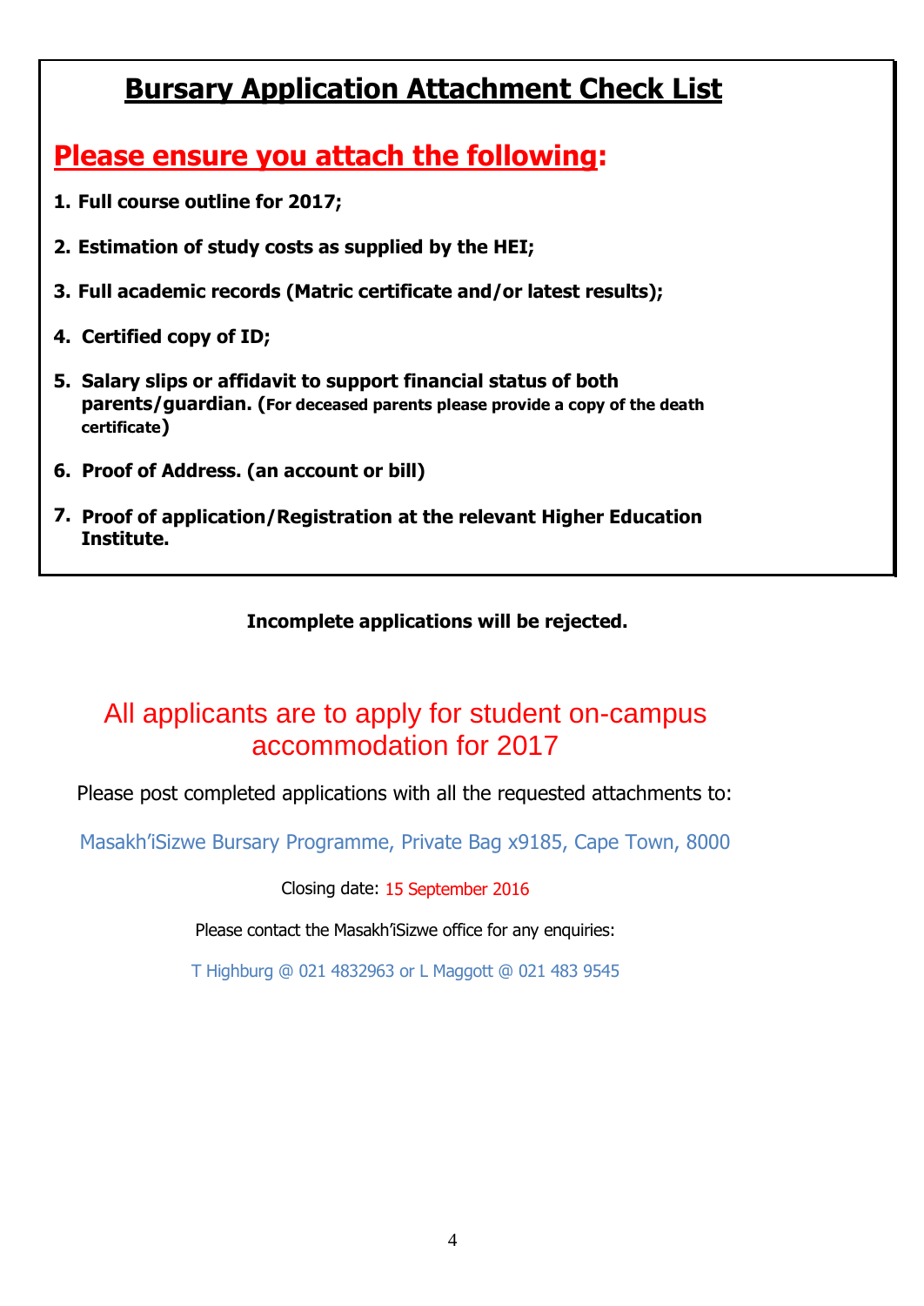# Bursary Application Attachment Check List

## Please ensure you attach the following:

1. **Full course outline for 2017;**
2. **Estimation of study costs as supplied by the HEI;**
3. **Full academic records (Matric certificate and/or latest results);**
4. **Certified copy of ID;**
5. **Salary slips or affidavit to support financial status of both parents/guardian. (For deceased parents please provide a copy of the death certificate)**
6. **Proof of Address. (an account or bill)**
7. **Proof of application/Registration at the relevant Higher Education Institute.**

**Incomplete applications will be rejected.**

All applicants are to apply for student on-campus accommodation for 2017

Please post completed applications with all the requested attachments to:

Masakh'iSizwe Bursary Programme, Private Bag x9185, Cape Town, 8000

Closing date: 15 September 2016

Please contact the Masakh'iSizwe office for any enquiries:

T Highburg @ 021 4832963 or L Maggott @ 021 483 9545